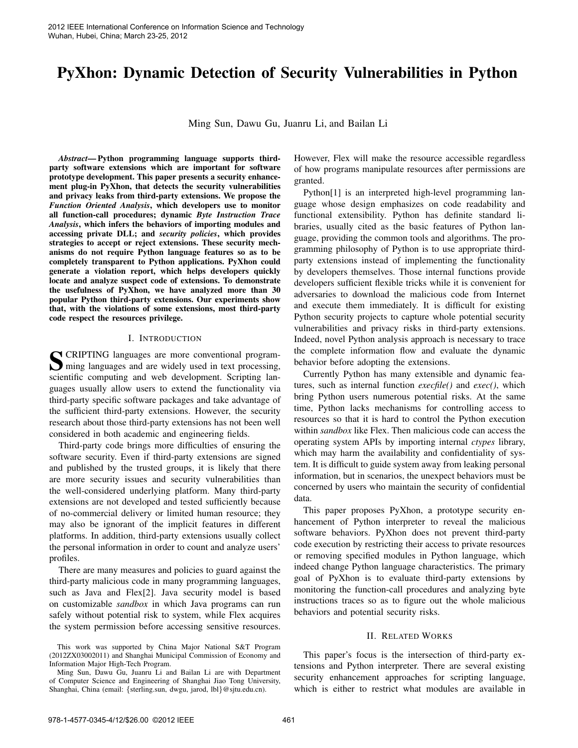# PyXhon: Dynamic Detection of Security Vulnerabilities in Python

Ming Sun, Dawu Gu, Juanru Li, and Bailan Li

***Abstract*— Python programming language supports third-party software extensions which are important for software prototype development. This paper presents a security enhancement plug-in PyXhon, that detects the security vulnerabilities and privacy leaks from third-party extensions. We propose the *Function Oriented Analysis*, which developers use to monitor all function-call procedures; dynamic *Byte Instruction Trace Analysis*, which infers the behaviors of importing modules and accessing private DLL; and *security policies*, which provides strategies to accept or reject extensions. These security mechanisms do not require Python language features so as to be completely transparent to Python applications. PyXhon could generate a violation report, which helps developers quickly locate and analyze suspect code of extensions. To demonstrate the usefulness of PyXhon, we have analyzed more than 30 popular Python third-party extensions. Our experiments show that, with the violations of some extensions, most third-party code respect the resources privilege.**

## I. Introduction

SCRIPTING languages are more conventional programming languages and are widely used in text processing, scientific computing and web development. Scripting languages usually allow users to extend the functionality via third-party specific software packages and take advantage of the sufficient third-party extensions. However, the security research about those third-party extensions has not been well considered in both academic and engineering fields.

Third-party code brings more difficulties of ensuring the software security. Even if third-party extensions are signed and published by the trusted groups, it is likely that there are more security issues and security vulnerabilities than the well-considered underlying platform. Many third-party extensions are not developed and tested sufficiently because of no-commercial delivery or limited human resource; they may also be ignorant of the implicit features in different platforms. In addition, third-party extensions usually collect the personal information in order to count and analyze users' profiles.

There are many measures and policies to guard against the third-party malicious code in many programming languages, such as Java and Flex[2]. Java security model is based on customizable *sandbox* in which Java programs can run safely without potential risk to system, while Flex acquires the system permission before accessing sensitive resources. However, Flex will make the resource accessible regardless of how programs manipulate resources after permissions are granted.

Python[1] is an interpreted high-level programming language whose design emphasizes on code readability and functional extensibility. Python has definite standard libraries, usually cited as the basic features of Python language, providing the common tools and algorithms. The programming philosophy of Python is to use appropriate third-party extensions instead of implementing the functionality by developers themselves. Those internal functions provide developers sufficient flexible tricks while it is convenient for adversaries to download the malicious code from Internet and execute them immediately. It is difficult for existing Python security projects to capture whole potential security vulnerabilities and privacy risks in third-party extensions. Indeed, novel Python analysis approach is necessary to trace the complete information flow and evaluate the dynamic behavior before adopting the extensions.

Currently Python has many extensible and dynamic features, such as internal function *execfile()* and *exec()*, which bring Python users numerous potential risks. At the same time, Python lacks mechanisms for controlling access to resources so that it is hard to control the Python execution within *sandbox* like Flex. Then malicious code can access the operating system APIs by importing internal *ctypes* library, which may harm the availability and confidentiality of system. It is difficult to guide system away from leaking personal information, but in scenarios, the unexpect behaviors must be concerned by users who maintain the security of confidential data.

This paper proposes PyXhon, a prototype security enhancement of Python interpreter to reveal the malicious software behaviors. PyXhon does not prevent third-party code execution by restricting their access to private resources or removing specified modules in Python language, which indeed change Python language characteristics. The primary goal of PyXhon is to evaluate third-party extensions by monitoring the function-call procedures and analyzing byte instructions traces so as to figure out the whole malicious behaviors and potential security risks.

## II. Related Works

This paper's focus is the intersection of third-party extensions and Python interpreter. There are several existing security enhancement approaches for scripting language, which is either to restrict what modules are available in

This work was supported by China Major National S&T Program (2012ZX03002011) and Shanghai Municipal Commission of Economy and Information Major High-Tech Program.

Ming Sun, Dawu Gu, Juanru Li and Bailan Li are with Department of Computer Science and Engineering of Shanghai Jiao Tong University, Shanghai, China (email: {sterling.sun, dwgu, jarod, lbl}@sjtu.edu.cn).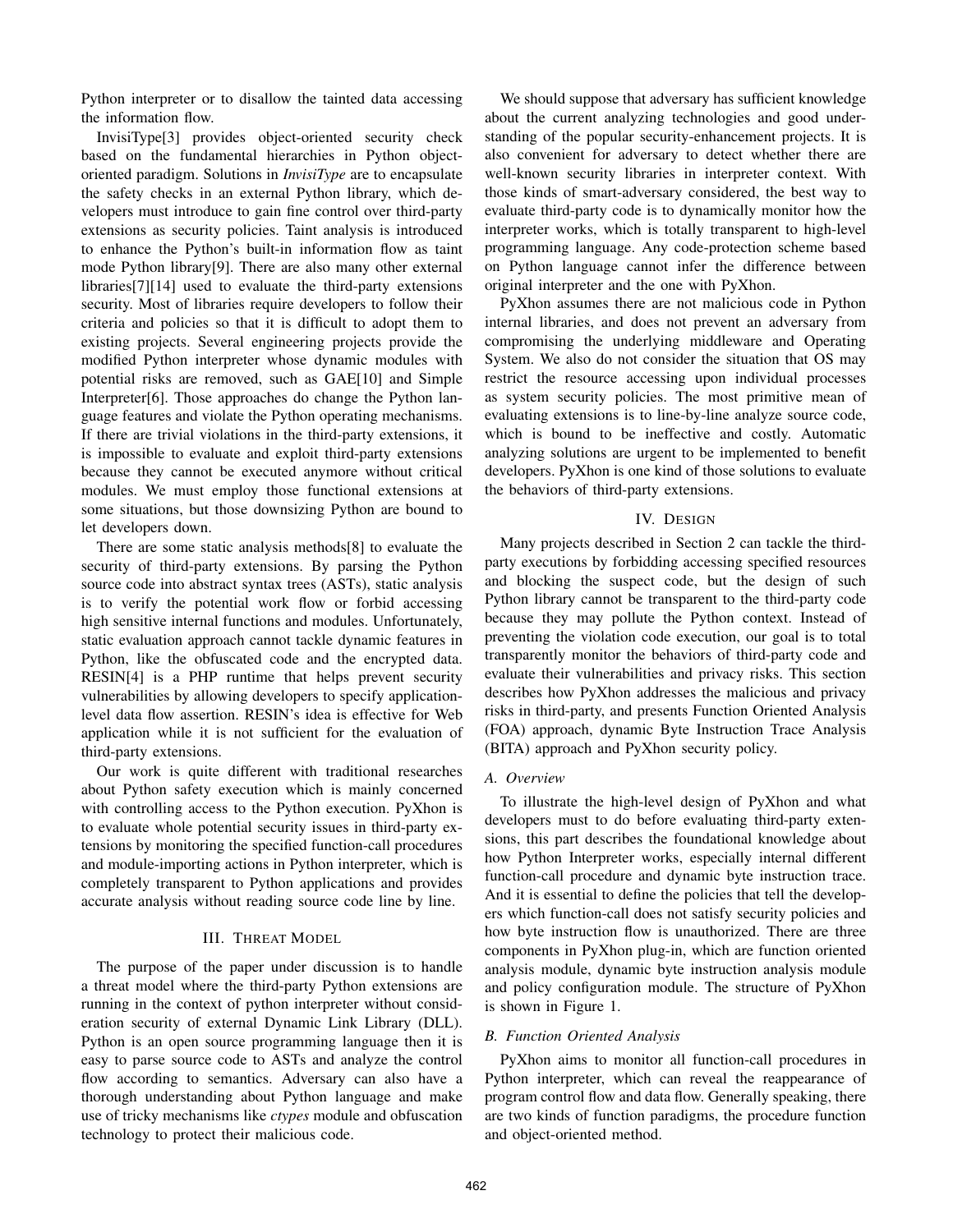Python interpreter or to disallow the tainted data accessing the information flow.

InvisiType[3] provides object-oriented security check based on the fundamental hierarchies in Python object-oriented paradigm. Solutions in *InvisiType* are to encapsulate the safety checks in an external Python library, which developers must introduce to gain fine control over third-party extensions as security policies. Taint analysis is introduced to enhance the Python's built-in information flow as taint mode Python library[9]. There are also many other external libraries[7][14] used to evaluate the third-party extensions security. Most of libraries require developers to follow their criteria and policies so that it is difficult to adopt them to existing projects. Several engineering projects provide the modified Python interpreter whose dynamic modules with potential risks are removed, such as GAE[10] and Simple Interpreter[6]. Those approaches do change the Python language features and violate the Python operating mechanisms. If there are trivial violations in the third-party extensions, it is impossible to evaluate and exploit third-party extensions because they cannot be executed anymore without critical modules. We must employ those functional extensions at some situations, but those downsizing Python are bound to let developers down.

There are some static analysis methods[8] to evaluate the security of third-party extensions. By parsing the Python source code into abstract syntax trees (ASTs), static analysis is to verify the potential work flow or forbid accessing high sensitive internal functions and modules. Unfortunately, static evaluation approach cannot tackle dynamic features in Python, like the obfuscated code and the encrypted data. RESIN[4] is a PHP runtime that helps prevent security vulnerabilities by allowing developers to specify application-level data flow assertion. RESIN's idea is effective for Web application while it is not sufficient for the evaluation of third-party extensions.

Our work is quite different with traditional researches about Python safety execution which is mainly concerned with controlling access to the Python execution. PyXhon is to evaluate whole potential security issues in third-party extensions by monitoring the specified function-call procedures and module-importing actions in Python interpreter, which is completely transparent to Python applications and provides accurate analysis without reading source code line by line.

## III. Threat Model

The purpose of the paper under discussion is to handle a threat model where the third-party Python extensions are running in the context of python interpreter without consideration security of external Dynamic Link Library (DLL). Python is an open source programming language then it is easy to parse source code to ASTs and analyze the control flow according to semantics. Adversary can also have a thorough understanding about Python language and make use of tricky mechanisms like *ctypes* module and obfuscation technology to protect their malicious code.

We should suppose that adversary has sufficient knowledge about the current analyzing technologies and good understanding of the popular security-enhancement projects. It is also convenient for adversary to detect whether there are well-known security libraries in interpreter context. With those kinds of smart-adversary considered, the best way to evaluate third-party code is to dynamically monitor how the interpreter works, which is totally transparent to high-level programming language. Any code-protection scheme based on Python language cannot infer the difference between original interpreter and the one with PyXhon.

PyXhon assumes there are not malicious code in Python internal libraries, and does not prevent an adversary from compromising the underlying middleware and Operating System. We also do not consider the situation that OS may restrict the resource accessing upon individual processes as system security policies. The most primitive mean of evaluating extensions is to line-by-line analyze source code, which is bound to be ineffective and costly. Automatic analyzing solutions are urgent to be implemented to benefit developers. PyXhon is one kind of those solutions to evaluate the behaviors of third-party extensions.

## IV. Design

Many projects described in Section 2 can tackle the third-party executions by forbidding accessing specified resources and blocking the suspect code, but the design of such Python library cannot be transparent to the third-party code because they may pollute the Python context. Instead of preventing the violation code execution, our goal is to total transparently monitor the behaviors of third-party code and evaluate their vulnerabilities and privacy risks. This section describes how PyXhon addresses the malicious and privacy risks in third-party, and presents Function Oriented Analysis (FOA) approach, dynamic Byte Instruction Trace Analysis (BITA) approach and PyXhon security policy.

### A. Overview

To illustrate the high-level design of PyXhon and what developers must to do before evaluating third-party extensions, this part describes the foundational knowledge about how Python Interpreter works, especially internal different function-call procedure and dynamic byte instruction trace. And it is essential to define the policies that tell the developers which function-call does not satisfy security policies and how byte instruction flow is unauthorized. There are three components in PyXhon plug-in, which are function oriented analysis module, dynamic byte instruction analysis module and policy configuration module. The structure of PyXhon is shown in Figure 1.

### B. Function Oriented Analysis

PyXhon aims to monitor all function-call procedures in Python interpreter, which can reveal the reappearance of program control flow and data flow. Generally speaking, there are two kinds of function paradigms, the procedure function and object-oriented method.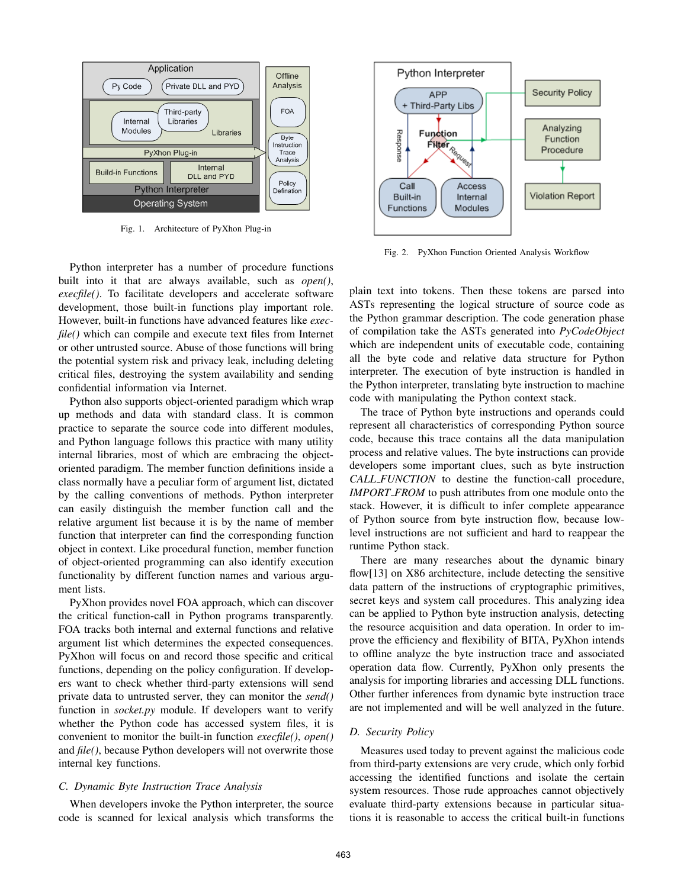Fig. 1. Architecture of PyXhon Plug-in

Fig. 2. PyXhon Function Oriented Analysis Workflow

Python interpreter has a number of procedure functions built into it that are always available, such as *open()*, *execfile()*. To facilitate developers and accelerate software development, those built-in functions play important role. However, built-in functions have advanced features like *execfile()* which can compile and execute text files from Internet or other untrusted source. Abuse of those functions will bring the potential system risk and privacy leak, including deleting critical files, destroying the system availability and sending confidential information via Internet.

Python also supports object-oriented paradigm which wrap up methods and data with standard class. It is common practice to separate the source code into different modules, and Python language follows this practice with many utility internal libraries, most of which are embracing the object-oriented paradigm. The member function definitions inside a class normally have a peculiar form of argument list, dictated by the calling conventions of methods. Python interpreter can easily distinguish the member function call and the relative argument list because it is by the name of member function that interpreter can find the corresponding function object in context. Like procedural function, member function of object-oriented programming can also identify execution functionality by different function names and various argument lists.

PyXhon provides novel FOA approach, which can discover the critical function-call in Python programs transparently. FOA tracks both internal and external functions and relative argument list which determines the expected consequences. PyXhon will focus on and record those specific and critical functions, depending on the policy configuration. If developers want to check whether third-party extensions will send private data to untrusted server, they can monitor the *send()* function in *socket.py* module. If developers want to verify whether the Python code has accessed system files, it is convenient to monitor the built-in function *execfile()*, *open()* and *file()*, because Python developers will not overwrite those internal key functions.

### C. Dynamic Byte Instruction Trace Analysis

When developers invoke the Python interpreter, the source code is scanned for lexical analysis which transforms the plain text into tokens. Then these tokens are parsed into ASTs representing the logical structure of source code as the Python grammar description. The code generation phase of compilation take the ASTs generated into *PyCodeObject* which are independent units of executable code, containing all the byte code and relative data structure for Python interpreter. The execution of byte instruction is handled in the Python interpreter, translating byte instruction to machine code with manipulating the Python context stack.

The trace of Python byte instructions and operands could represent all characteristics of corresponding Python source code, because this trace contains all the data manipulation process and relative values. The byte instructions can provide developers some important clues, such as byte instruction *CALL_FUNCTION* to destine the function-call procedure, *IMPORT_FROM* to push attributes from one module onto the stack. However, it is difficult to infer complete appearance of Python source from byte instruction flow, because low-level instructions are not sufficient and hard to reappear the runtime Python stack.

There are many researches about the dynamic binary flow[13] on X86 architecture, include detecting the sensitive data pattern of the instructions of cryptographic primitives, secret keys and system call procedures. This analyzing idea can be applied to Python byte instruction analysis, detecting the resource acquisition and data operation. In order to improve the efficiency and flexibility of BITA, PyXhon intends to offline analyze the byte instruction trace and associated operation data flow. Currently, PyXhon only presents the analysis for importing libraries and accessing DLL functions. Other further inferences from dynamic byte instruction trace are not implemented and will be well analyzed in the future.

### D. Security Policy

Measures used today to prevent against the malicious code from third-party extensions are very crude, which only forbid accessing the identified functions and isolate the certain system resources. Those rude approaches cannot objectively evaluate third-party extensions because in particular situations it is reasonable to access the critical built-in functions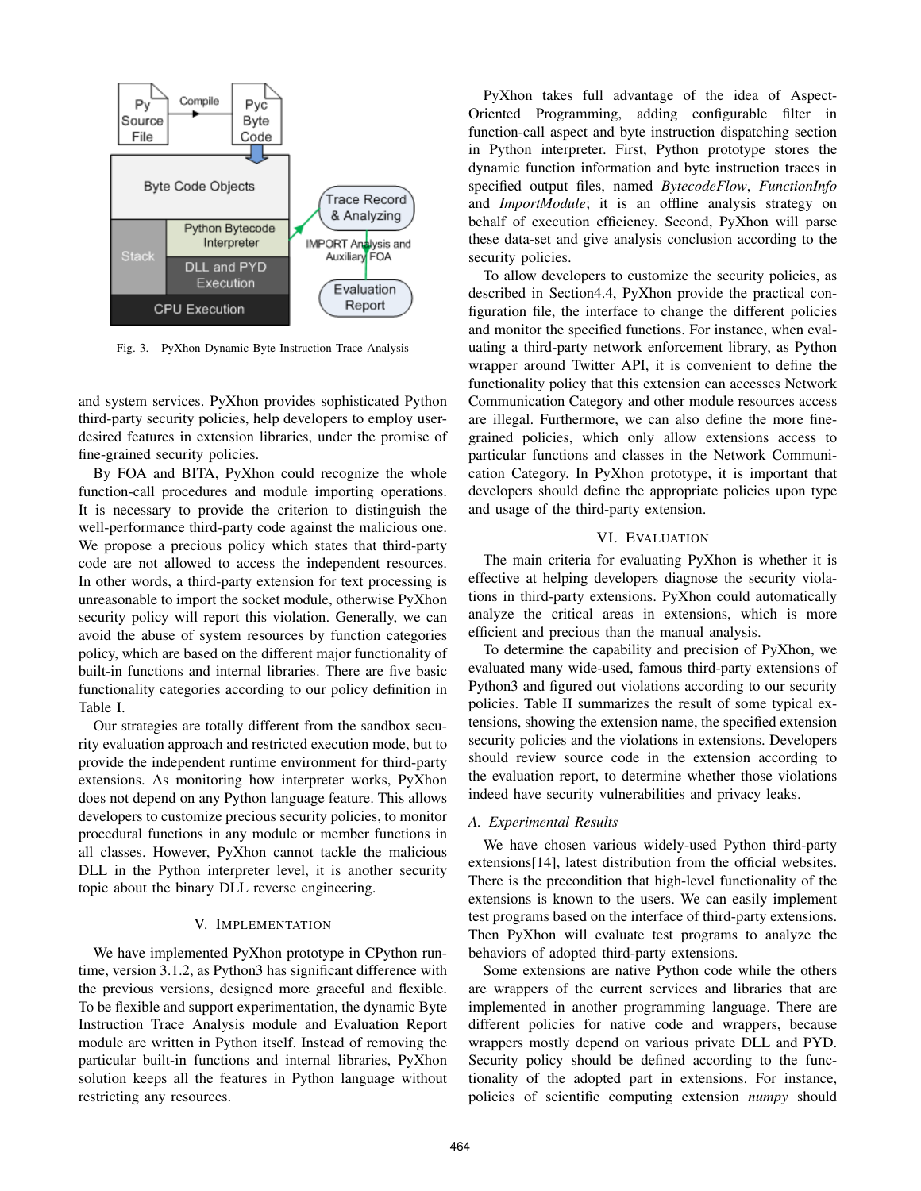Py Source File

Compile

Pyc Byte Code

Byte Code Objects

Stack

Python Bytecode Interpreter

DLL and PYD Execution

CPU Execution

Trace Record & Analyzing

IMPORT Analysis and Auxiliary FOA

Evaluation Report

Fig. 3. PyXhon Dynamic Byte Instruction Trace Analysis

and system services. PyXhon provides sophisticated Python third-party security policies, help developers to employ user-desired features in extension libraries, under the promise of fine-grained security policies.

By FOA and BITA, PyXhon could recognize the whole function-call procedures and module importing operations. It is necessary to provide the criterion to distinguish the well-performance third-party code against the malicious one. We propose a precious policy which states that third-party code are not allowed to access the independent resources. In other words, a third-party extension for text processing is unreasonable to import the socket module, otherwise PyXhon security policy will report this violation. Generally, we can avoid the abuse of system resources by function categories policy, which are based on the different major functionality of built-in functions and internal libraries. There are five basic functionality categories according to our policy definition in Table I.

Our strategies are totally different from the sandbox security evaluation approach and restricted execution mode, but to provide the independent runtime environment for third-party extensions. As monitoring how interpreter works, PyXhon does not depend on any Python language feature. This allows developers to customize precious security policies, to monitor procedural functions in any module or member functions in all classes. However, PyXhon cannot tackle the malicious DLL in the Python interpreter level, it is another security topic about the binary DLL reverse engineering.

## V. Implementation

We have implemented PyXhon prototype in CPython runtime, version 3.1.2, as Python3 has significant difference with the previous versions, designed more graceful and flexible. To be flexible and support experimentation, the dynamic Byte Instruction Trace Analysis module and Evaluation Report module are written in Python itself. Instead of removing the particular built-in functions and internal libraries, PyXhon solution keeps all the features in Python language without restricting any resources.

PyXhon takes full advantage of the idea of Aspect-Oriented Programming, adding configurable filter in function-call aspect and byte instruction dispatching section in Python interpreter. First, Python prototype stores the dynamic function information and byte instruction traces in specified output files, named *BytecodeFlow*, *FunctionInfo* and *ImportModule*; it is an offline analysis strategy on behalf of execution efficiency. Second, PyXhon will parse these data-set and give analysis conclusion according to the security policies.

To allow developers to customize the security policies, as described in Section4.4, PyXhon provide the practical configuration file, the interface to change the different policies and monitor the specified functions. For instance, when evaluating a third-party network enforcement library, as Python wrapper around Twitter API, it is convenient to define the functionality policy that this extension can accesses Network Communication Category and other module resources access are illegal. Furthermore, we can also define the more fine-grained policies, which only allow extensions access to particular functions and classes in the Network Communication Category. In PyXhon prototype, it is important that developers should define the appropriate policies upon type and usage of the third-party extension.

## VI. Evaluation

The main criteria for evaluating PyXhon is whether it is effective at helping developers diagnose the security violations in third-party extensions. PyXhon could automatically analyze the critical areas in extensions, which is more efficient and precious than the manual analysis.

To determine the capability and precision of PyXhon, we evaluated many wide-used, famous third-party extensions of Python3 and figured out violations according to our security policies. Table II summarizes the result of some typical extensions, showing the extension name, the specified extension security policies and the violations in extensions. Developers should review source code in the extension according to the evaluation report, to determine whether those violations indeed have security vulnerabilities and privacy leaks.

### *A. Experimental Results*

We have chosen various widely-used Python third-party extensions[14], latest distribution from the official websites. There is the precondition that high-level functionality of the extensions is known to the users. We can easily implement test programs based on the interface of third-party extensions. Then PyXhon will evaluate test programs to analyze the behaviors of adopted third-party extensions.

Some extensions are native Python code while the others are wrappers of the current services and libraries that are implemented in another programming language. There are different policies for native code and wrappers, because wrappers mostly depend on various private DLL and PYD. Security policy should be defined according to the functionality of the adopted part in extensions. For instance, policies of scientific computing extension *numpy* should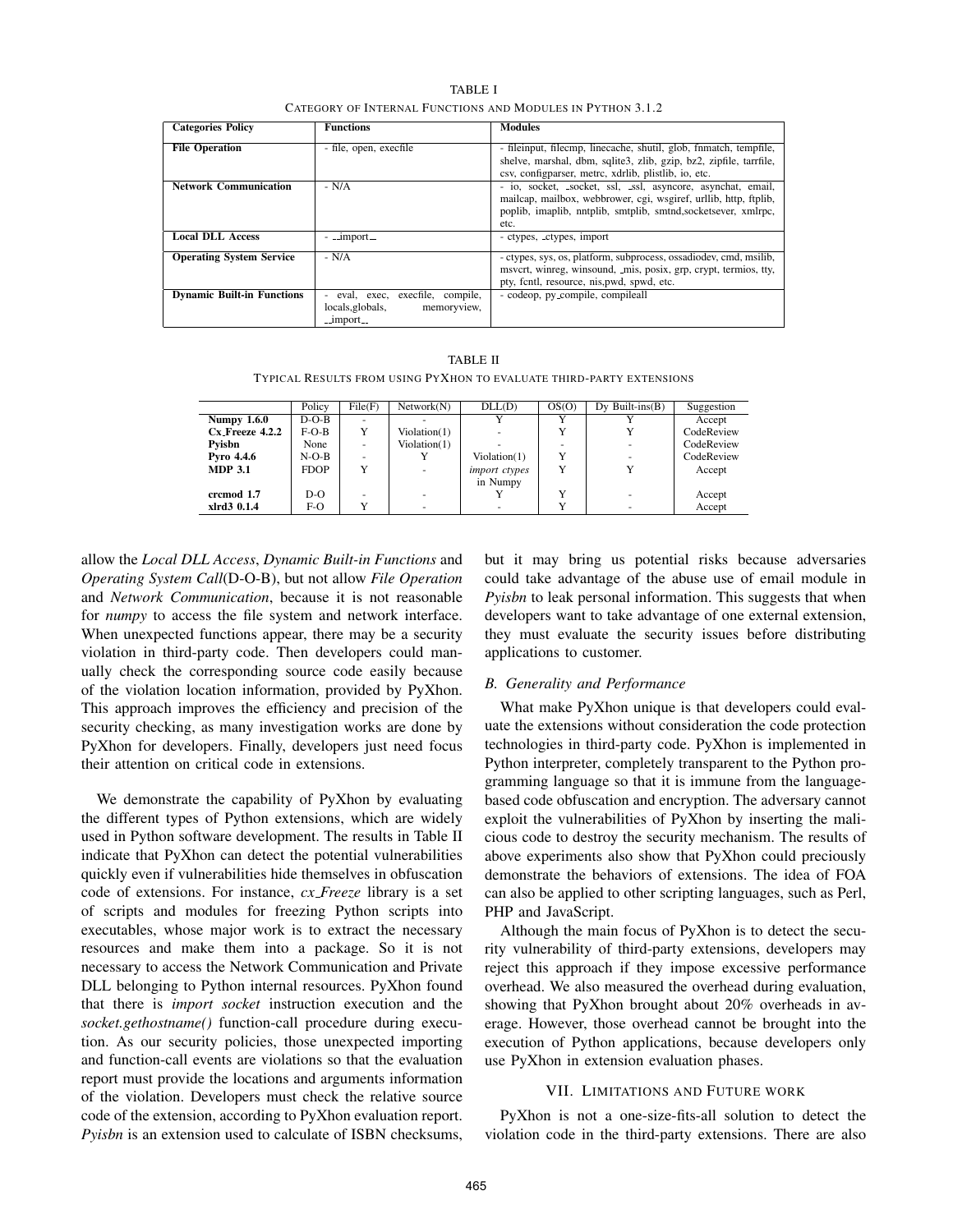TABLE I

CATEGORY OF INTERNAL FUNCTIONS AND MODULES IN PYTHON 3.1.2

| Categories Policy | Functions | Modules |
|---|---|---|
| **File Operation** | - file, open, execfile | - fileinput, filecmp, linecache, shutil, glob, fnmatch, tempfile, shelve, marshal, dbm, sqlite3, zlib, gzip, bz2, zipfile, tarrfile, csv, configparser, metrc, xdrlib, plistlib, io, etc. |
| **Network Communication** | - N/A | - io, socket, _socket, ssl, _ssl, asyncore, asynchat, email, mailcap, mailbox, webbrower, cgi, wsgiref, urllib, http, ftplib, poplib, imaplib, nntplib, smtplib, smtnd,socketsever, xmlrpc, etc. |
| **Local DLL Access** | - __import__ | - ctypes, _ctypes, import |
| **Operating System Service** | - N/A | - ctypes, sys, os, platform, subprocess, ossadiodev, cmd, msilib, msvcrt, winreg, winsound, _mis, posix, grp, crypt, termios, tty, pty, fcntl, resource, nis,pwd, spwd, etc. |
| **Dynamic Built-in Functions** | - eval, exec, execfile, compile, locals,globals, memoryview, __import__ | - codeop, py_compile, compileall |

TABLE II

TYPICAL RESULTS FROM USING PYXHON TO EVALUATE THIRD-PARTY EXTENSIONS

| | Policy | File(F) | Network(N) | DLL(D) | OS(O) | Dy Built-ins(B) | Suggestion |
|---|---|---|---|---|---|---|---|
| **Numpy 1.6.0** | D-O-B | - | - | Y | Y | Y | Accept |
| **Cx_Freeze 4.2.2** | F-O-B | Y | Violation(1) | - | Y | Y | CodeReview |
| **Pyisbn** | None | - | Violation(1) | - | - | - | CodeReview |
| **Pyro 4.4.6** | N-O-B | - | Y | Violation(1) | Y | - | CodeReview |
| **MDP 3.1** | FDOP | Y | - | *import ctypes* in Numpy | Y | Y | Accept |
| **crcmod 1.7** | D-O | - | - | Y | Y | - | Accept |
| **xlrd3 0.1.4** | F-O | Y | - | - | Y | - | Accept |

allow the *Local DLL Access*, *Dynamic Built-in Functions* and *Operating System Call*(D-O-B), but not allow *File Operation* and *Network Communication*, because it is not reasonable for *numpy* to access the file system and network interface. When unexpected functions appear, there may be a security violation in third-party code. Then developers could manually check the corresponding source code easily because of the violation location information, provided by PyXhon. This approach improves the efficiency and precision of the security checking, as many investigation works are done by PyXhon for developers. Finally, developers just need focus their attention on critical code in extensions.

We demonstrate the capability of PyXhon by evaluating the different types of Python extensions, which are widely used in Python software development. The results in Table II indicate that PyXhon can detect the potential vulnerabilities quickly even if vulnerabilities hide themselves in obfuscation code of extensions. For instance, *cx_Freeze* library is a set of scripts and modules for freezing Python scripts into executables, whose major work is to extract the necessary resources and make them into a package. So it is not necessary to access the Network Communication and Private DLL belonging to Python internal resources. PyXhon found that there is *import socket* instruction execution and the *socket.gethostname()* function-call procedure during execution. As our security policies, those unexpected importing and function-call events are violations so that the evaluation report must provide the locations and arguments information of the violation. Developers must check the relative source code of the extension, according to PyXhon evaluation report. *Pyisbn* is an extension used to calculate of ISBN checksums, but it may bring us potential risks because adversaries could take advantage of the abuse use of email module in *Pyisbn* to leak personal information. This suggests that when developers want to take advantage of one external extension, they must evaluate the security issues before distributing applications to customer.

### B. Generality and Performance

What make PyXhon unique is that developers could evaluate the extensions without consideration the code protection technologies in third-party code. PyXhon is implemented in Python interpreter, completely transparent to the Python programming language so that it is immune from the language-based code obfuscation and encryption. The adversary cannot exploit the vulnerabilities of PyXhon by inserting the malicious code to destroy the security mechanism. The results of above experiments also show that PyXhon could preciously demonstrate the behaviors of extensions. The idea of FOA can also be applied to other scripting languages, such as Perl, PHP and JavaScript.

Although the main focus of PyXhon is to detect the security vulnerability of third-party extensions, developers may reject this approach if they impose excessive performance overhead. We also measured the overhead during evaluation, showing that PyXhon brought about 20% overheads in average. However, those overhead cannot be brought into the execution of Python applications, because developers only use PyXhon in extension evaluation phases.

## VII. LIMITATIONS AND FUTURE WORK

PyXhon is not a one-size-fits-all solution to detect the violation code in the third-party extensions. There are also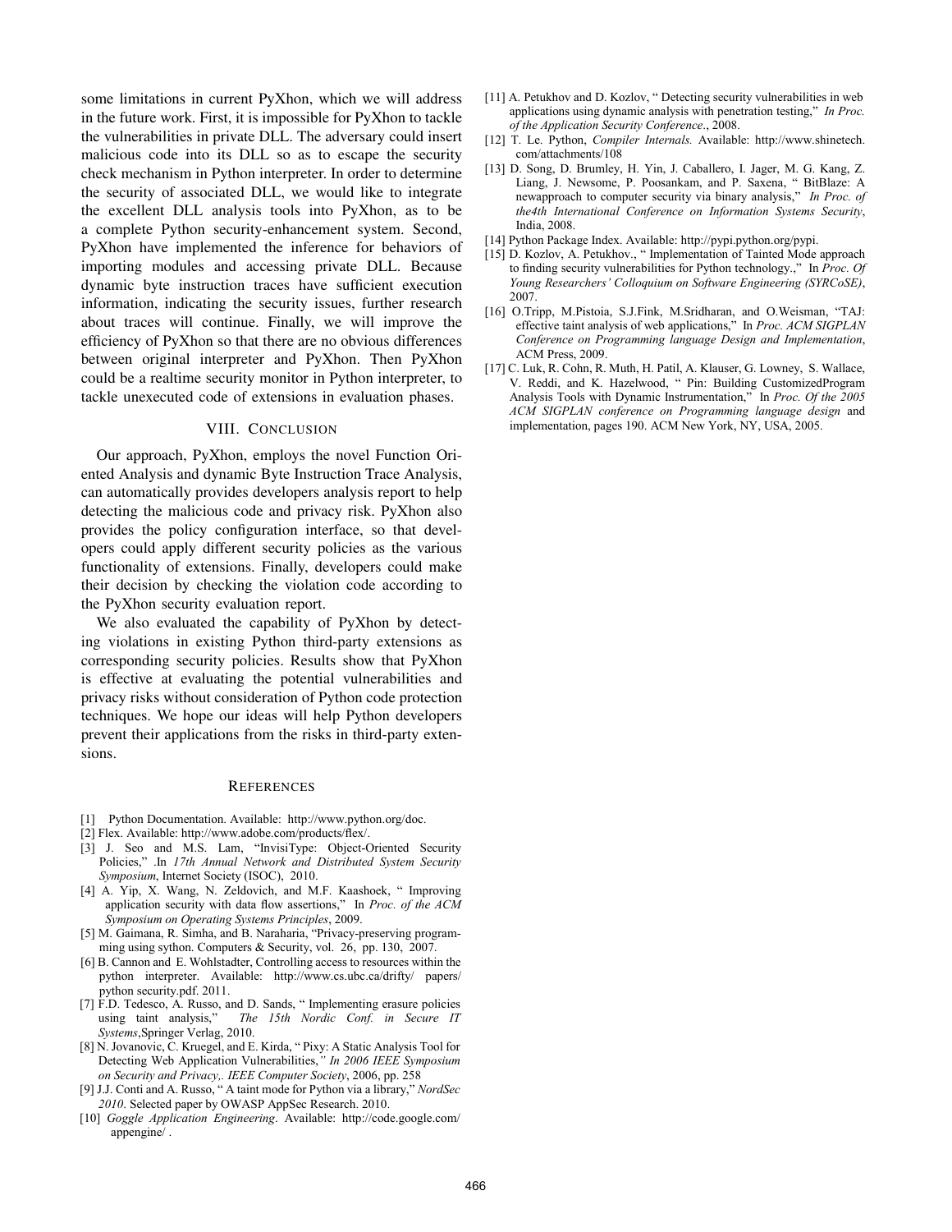some limitations in current PyXhon, which we will address in the future work. First, it is impossible for PyXhon to tackle the vulnerabilities in private DLL. The adversary could insert malicious code into its DLL so as to escape the security check mechanism in Python interpreter. In order to determine the security of associated DLL, we would like to integrate the excellent DLL analysis tools into PyXhon, as to be a complete Python security-enhancement system. Second, PyXhon have implemented the inference for behaviors of importing modules and accessing private DLL. Because dynamic byte instruction traces have sufficient execution information, indicating the security issues, further research about traces will continue. Finally, we will improve the efficiency of PyXhon so that there are no obvious differences between original interpreter and PyXhon. Then PyXhon could be a realtime security monitor in Python interpreter, to tackle unexecuted code of extensions in evaluation phases.

## VIII. Conclusion

Our approach, PyXhon, employs the novel Function Oriented Analysis and dynamic Byte Instruction Trace Analysis, can automatically provides developers analysis report to help detecting the malicious code and privacy risk. PyXhon also provides the policy configuration interface, so that developers could apply different security policies as the various functionality of extensions. Finally, developers could make their decision by checking the violation code according to the PyXhon security evaluation report.

We also evaluated the capability of PyXhon by detecting violations in existing Python third-party extensions as corresponding security policies. Results show that PyXhon is effective at evaluating the potential vulnerabilities and privacy risks without consideration of Python code protection techniques. We hope our ideas will help Python developers prevent their applications from the risks in third-party extensions.

## References

[1] Python Documentation. Available: http://www.python.org/doc.

[2] Flex. Available: http://www.adobe.com/products/flex/.

[3] J. Seo and M.S. Lam, "InvisiType: Object-Oriented Security Policies," .In *17th Annual Network and Distributed System Security Symposium*, Internet Society (ISOC), 2010.

[4] A. Yip, X. Wang, N. Zeldovich, and M.F. Kaashoek, " Improving application security with data flow assertions," In *Proc. of the ACM Symposium on Operating Systems Principles*, 2009.

[5] M. Gaimana, R. Simha, and B. Naraharia, "Privacy-preserving programming using sython. Computers & Security, vol. 26, pp. 130, 2007.

[6] B. Cannon and E. Wohlstadter, Controlling access to resources within the python interpreter. Available: http://www.cs.ubc.ca/drifty/ papers/ python security.pdf. 2011.

[7] F.D. Tedesco, A. Russo, and D. Sands, " Implementing erasure policies using taint analysis," *The 15th Nordic Conf. in Secure IT Systems*,Springer Verlag, 2010.

[8] N. Jovanovic, C. Kruegel, and E. Kirda, " Pixy: A Static Analysis Tool for Detecting Web Application Vulnerabilities,*" In 2006 IEEE Symposium on Security and Privacy,. IEEE Computer Society*, 2006, pp. 258

[9] J.J. Conti and A. Russo, " A taint mode for Python via a library," *NordSec 2010*. Selected paper by OWASP AppSec Research. 2010.

[10] *Goggle Application Engineering*. Available: http://code.google.com/ appengine/ .

[11] A. Petukhov and D. Kozlov, " Detecting security vulnerabilities in web applications using dynamic analysis with penetration testing," *In Proc. of the Application Security Conference*., 2008.

[12] T. Le. Python, *Compiler Internals.* Available: http://www.shinetech. com/attachments/108

[13] D. Song, D. Brumley, H. Yin, J. Caballero, I. Jager, M. G. Kang, Z. Liang, J. Newsome, P. Poosankam, and P. Saxena, " BitBlaze: A newapproach to computer security via binary analysis," *In Proc. of the4th International Conference on Information Systems Security*, India, 2008.

[14] Python Package Index. Available: http://pypi.python.org/pypi.

[15] D. Kozlov, A. Petukhov., " Implementation of Tainted Mode approach to finding security vulnerabilities for Python technology.," In *Proc. Of Young Researchers' Colloquium on Software Engineering (SYRCoSE)*, 2007.

[16] O.Tripp, M.Pistoia, S.J.Fink, M.Sridharan, and O.Weisman, "TAJ: effective taint analysis of web applications," In *Proc. ACM SIGPLAN Conference on Programming language Design and Implementation*, ACM Press, 2009.

[17] C. Luk, R. Cohn, R. Muth, H. Patil, A. Klauser, G. Lowney, S. Wallace, V. Reddi, and K. Hazelwood, " Pin: Building CustomizedProgram Analysis Tools with Dynamic Instrumentation," In *Proc. Of the 2005 ACM SIGPLAN conference on Programming language design* and implementation, pages 190. ACM New York, NY, USA, 2005.